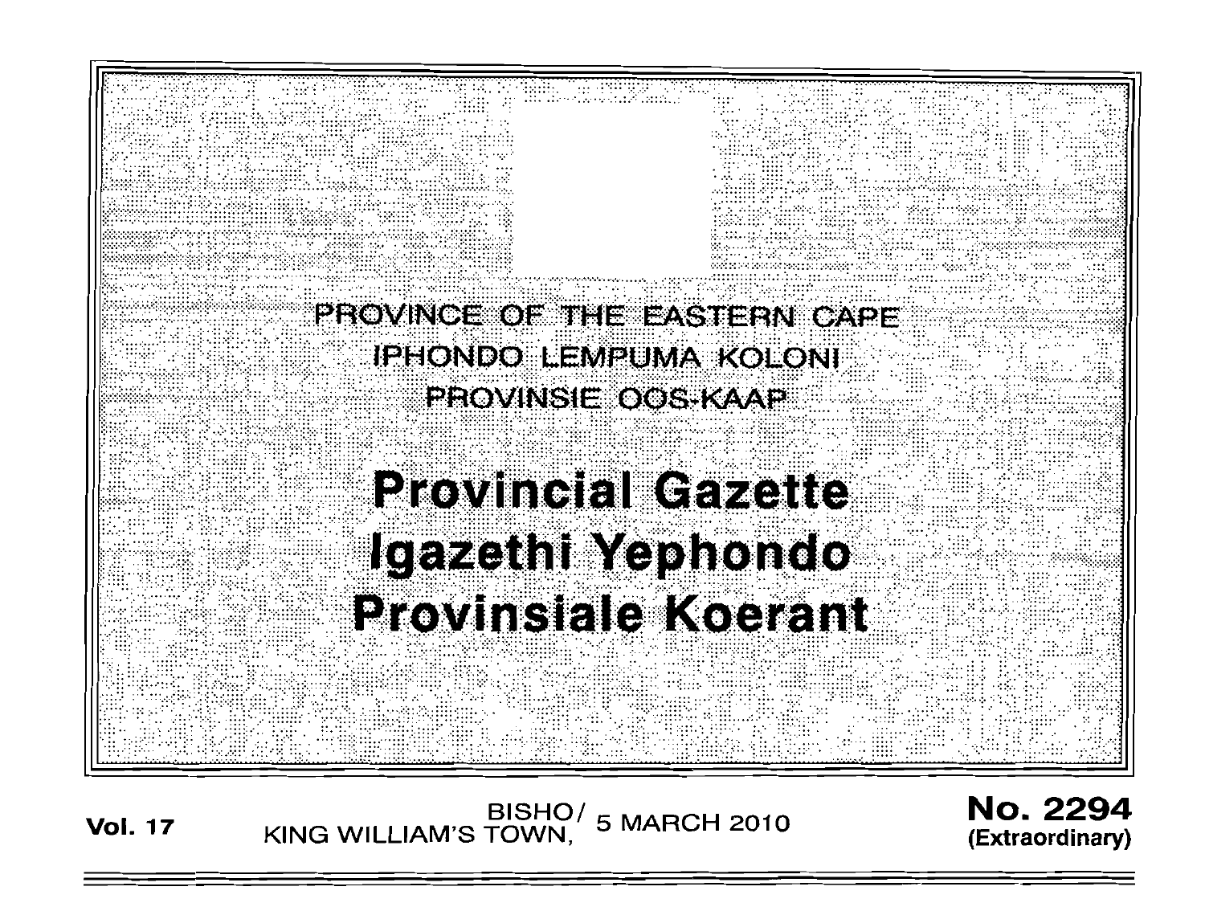PROVINCE OF THE EASTERN CAPE

IPHONDO LEMPUMA KOLONI

PROVINSIE OOS-KAAP

# Provincial Gazette
# Igazethi Yephondo
# Provinsiale Koerant

**Vol. 17** BISHO/ KING WILLIAM'S TOWN, 5 MARCH 2010 **No. 2294 (Extraordinary)**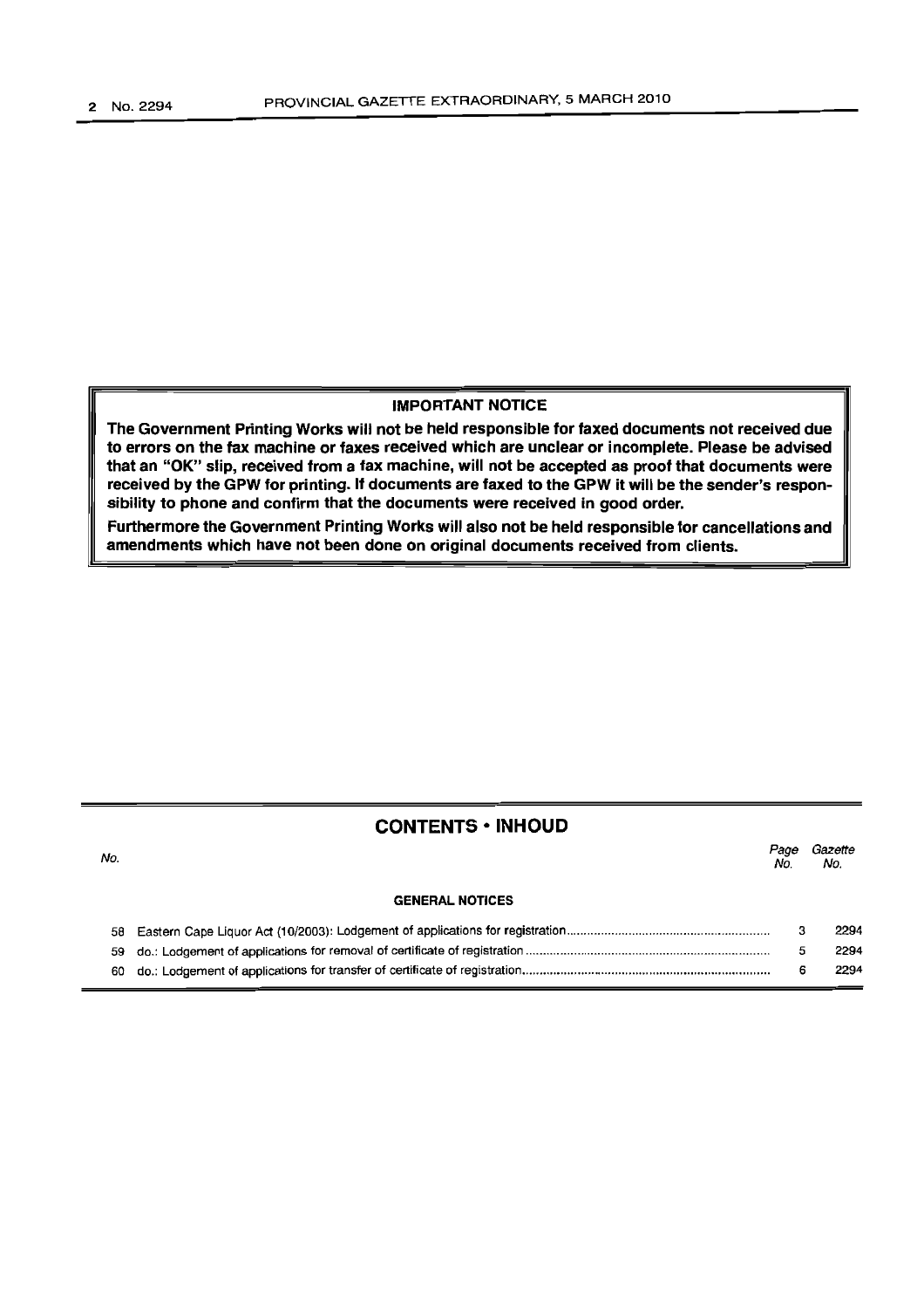**IMPORTANT NOTICE**

**The Government Printing Works will not be held responsible for faxed documents not received due to errors on the fax machine or faxes received which are unclear or incomplete. Please be advised that an "OK" slip, received from a fax machine, will not be accepted as proof that documents were received by the GPW for printing. If documents are faxed to the GPW it will be the sender's responsibility to phone and confirm that the documents were received in good order.**

**Furthermore the Government Printing Works will also not be held responsible for cancellations and amendments which have not been done on original documents received from clients.**

## CONTENTS • INHOUD

| No. | | Page No. | Gazette No. |
|---|---|---|---|
| | **GENERAL NOTICES** | | |
| 58 | Eastern Cape Liquor Act (10/2003): Lodgement of applications for registration | 3 | 2294 |
| 59 | do.: Lodgement of applications for removal of certificate of registration | 5 | 2294 |
| 60 | do.: Lodgement of applications for transfer of certificate of registration | 6 | 2294 |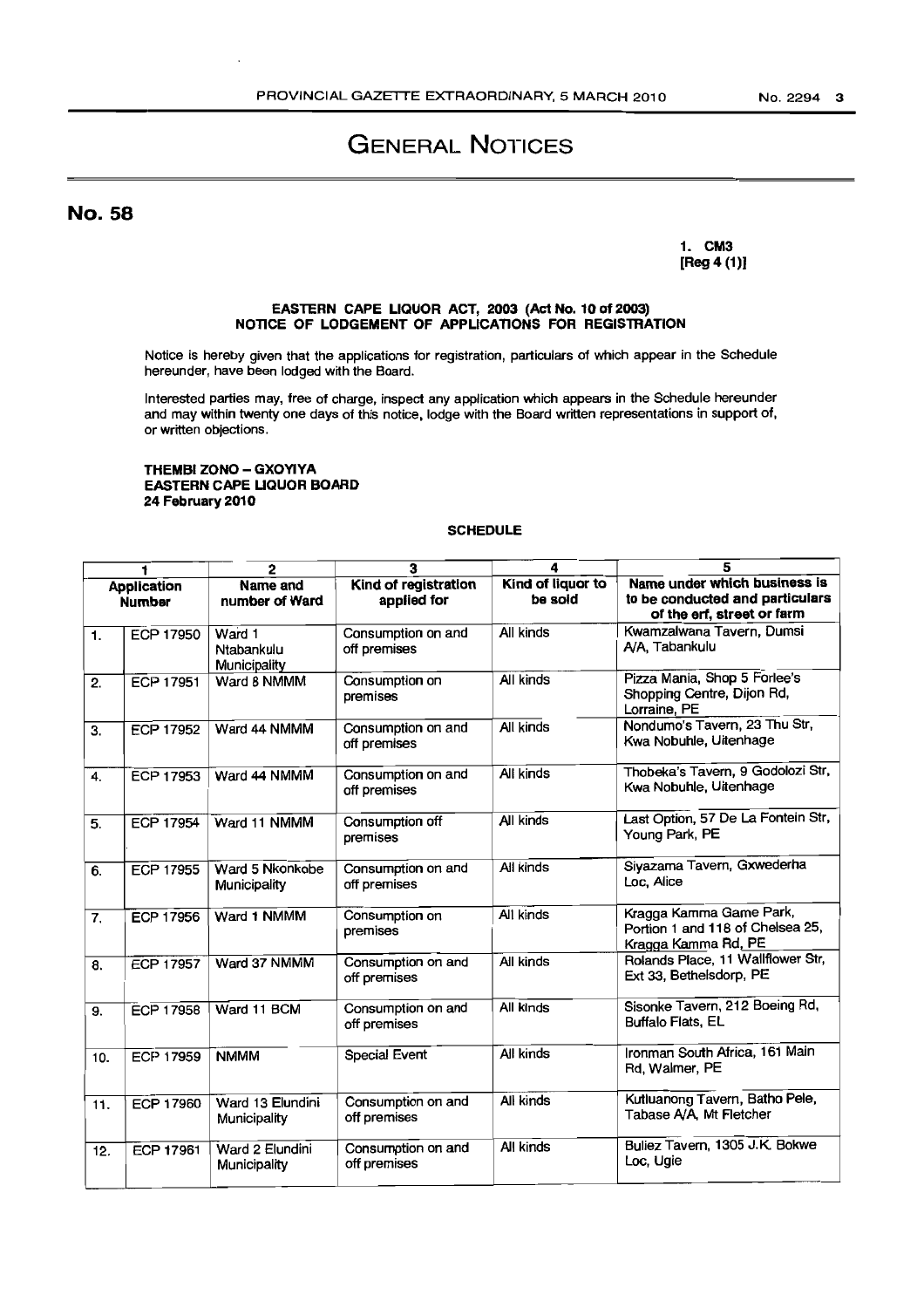# GENERAL NOTICES

## No. 58

**1. CM3**
**[Reg 4 (1)]**

**EASTERN CAPE LIQUOR ACT, 2003 (Act No. 10 of 2003)**
**NOTICE OF LODGEMENT OF APPLICATIONS FOR REGISTRATION**

Notice is hereby given that the applications for registration, particulars of which appear in the Schedule hereunder, have been lodged with the Board.

Interested parties may, free of charge, inspect any application which appears in the Schedule hereunder and may within twenty one days of this notice, lodge with the Board written representations in support of, or written objections.

**THEMBI ZONO – GXOYIYA**
**EASTERN CAPE LIQUOR BOARD**
**24 February 2010**

**SCHEDULE**

| 1 | | 2 | 3 | 4 | 5 |
|---|---|---|---|---|---|
| **Application Number** | | **Name and number of Ward** | **Kind of registration applied for** | **Kind of liquor to be sold** | **Name under which business is to be conducted and particulars of the erf, street or farm** |
| 1. | ECP 17950 | Ward 1 Ntabankulu Municipality | Consumption on and off premises | All kinds | Kwamzalwana Tavern, Dumsi A/A, Tabankulu |
| 2. | ECP 17951 | Ward 8 NMMM | Consumption on premises | All kinds | Pizza Mania, Shop 5 Forlee's Shopping Centre, Dijon Rd, Lorraine, PE |
| 3. | ECP 17952 | Ward 44 NMMM | Consumption on and off premises | All kinds | Nondumo's Tavern, 23 Thu Str, Kwa Nobuhle, Uitenhage |
| 4. | ECP 17953 | Ward 44 NMMM | Consumption on and off premises | All kinds | Thobeka's Tavern, 9 Godolozi Str, Kwa Nobuhle, Uitenhage |
| 5. | ECP 17954 | Ward 11 NMMM | Consumption off premises | All kinds | Last Option, 57 De La Fontein Str, Young Park, PE |
| 6. | ECP 17955 | Ward 5 Nkonkobe Municipality | Consumption on and off premises | All kinds | Siyazama Tavern, Gxwederha Loc, Alice |
| 7. | ECP 17956 | Ward 1 NMMM | Consumption on premises | All kinds | Kragga Kamma Game Park, Portion 1 and 118 of Chelsea 25, Kragga Kamma Rd, PE |
| 8. | ECP 17957 | Ward 37 NMMM | Consumption on and off premises | All kinds | Rolands Place, 11 Wallflower Str, Ext 33, Bethelsdorp, PE |
| 9. | ECP 17958 | Ward 11 BCM | Consumption on and off premises | All kinds | Sisonke Tavern, 212 Boeing Rd, Buffalo Flats, EL |
| 10. | ECP 17959 | NMMM | Special Event | All kinds | Ironman South Africa, 161 Main Rd, Walmer, PE |
| 11. | ECP 17960 | Ward 13 Elundini Municipality | Consumption on and off premises | All kinds | Kutluanong Tavern, Batho Pele, Tabase A/A, Mt Fletcher |
| 12. | ECP 17961 | Ward 2 Elundini Municipality | Consumption on and off premises | All kinds | Buliez Tavern, 1305 J.K. Bokwe Loc, Ugie |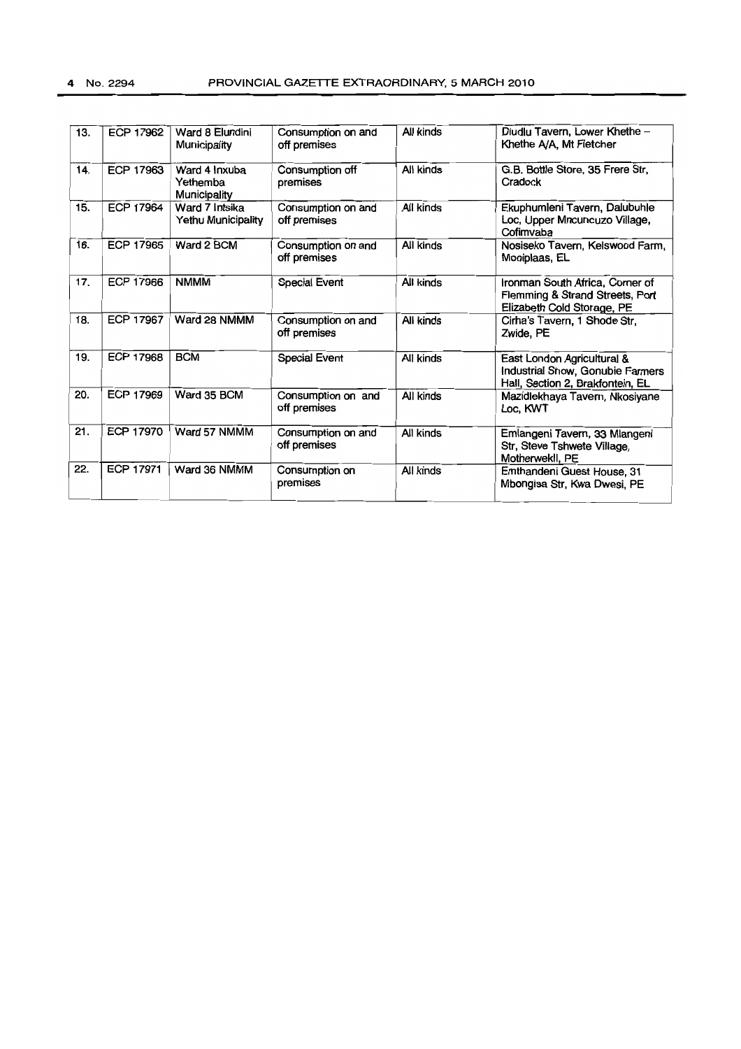| | | | | | |
|---|---|---|---|---|---|
| 13. | ECP 17962 | Ward 8 Elundini Municipality | Consumption on and off premises | All kinds | Dludlu Tavern, Lower Khethe – Khethe A/A, Mt Fletcher |
| 14. | ECP 17963 | Ward 4 Inxuba Yethemba Municipality | Consumption off premises | All kinds | G.B. Bottle Store, 35 Frere Str, Cradock |
| 15. | ECP 17964 | Ward 7 Intsika Yethu Municipality | Consumption on and off premises | All kinds | Ekuphumleni Tavern, Dalubuhle Loc, Upper Mncuncuzo Village, Cofimvaba |
| 16. | ECP 17965 | Ward 2 BCM | Consumption on and off premises | All kinds | Nosiseko Tavern, Kelswood Farm, Mooiplaas, EL |
| 17. | ECP 17966 | NMMM | Special Event | All kinds | Ironman South Africa, Corner of Flemming & Strand Streets, Port Elizabeth Cold Storage, PE |
| 18. | ECP 17967 | Ward 28 NMMM | Consumption on and off premises | All kinds | Cirha's Tavern, 1 Shode Str, Zwide, PE |
| 19. | ECP 17968 | BCM | Special Event | All kinds | East London Agricultural & Industrial Show, Gonubie Farmers Hall, Section 2, Brakfontein, EL |
| 20. | ECP 17969 | Ward 35 BCM | Consumption on and off premises | All kinds | Mazidlekhaya Tavern, Nkosiyane Loc, KWT |
| 21. | ECP 17970 | Ward 57 NMMM | Consumption on and off premises | All kinds | Emlangeni Tavern, 33 Mlangeni Str, Steve Tshwete Village, Motherwell, PE |
| 22. | ECP 17971 | Ward 36 NMMM | Consumption on premises | All kinds | Emthandeni Guest House, 31 Mbongisa Str, Kwa Dwesi, PE |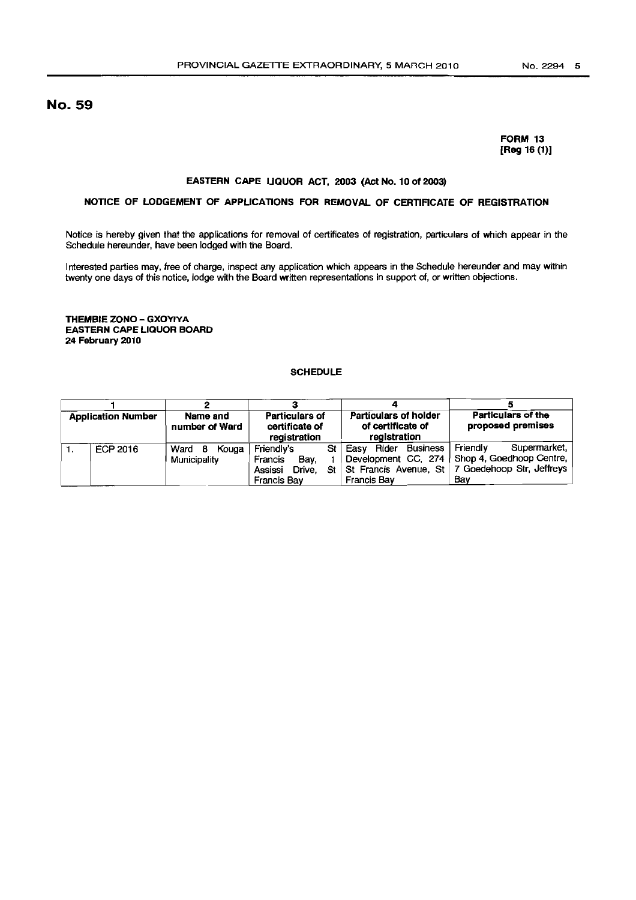# No. 59

**FORM 13**
**[Reg 16 (1)]**

**EASTERN CAPE LIQUOR ACT, 2003 (Act No. 10 of 2003)**

**NOTICE OF LODGEMENT OF APPLICATIONS FOR REMOVAL OF CERTIFICATE OF REGISTRATION**

Notice is hereby given that the applications for removal of certificates of registration, particulars of which appear in the Schedule hereunder, have been lodged with the Board.

Interested parties may, free of charge, inspect any application which appears in the Schedule hereunder and may within twenty one days of this notice, lodge with the Board written representations in support of, or written objections.

**THEMBIE ZONO – GXOYIYA**
**EASTERN CAPE LIQUOR BOARD**
**24 February 2010**

**SCHEDULE**

| 1 | | 2 | 3 | 4 | 5 |
|---|---|---|---|---|---|
| **Application Number** | | **Name and number of Ward** | **Particulars of certificate of registration** | **Particulars of holder of certificate of registration** | **Particulars of the proposed premises** |
| 1. | ECP 2016 | Ward 8 Kouga Municipality | Friendly's St Francis Bay, 1 Assissi Drive, St Francis Bay | Easy Rider Business Development CC, 274 St Francis Avenue, St Francis Bay | Friendly Supermarket, Shop 4, Goedhoop Centre, 7 Goedehoop Str, Jeffreys Bay |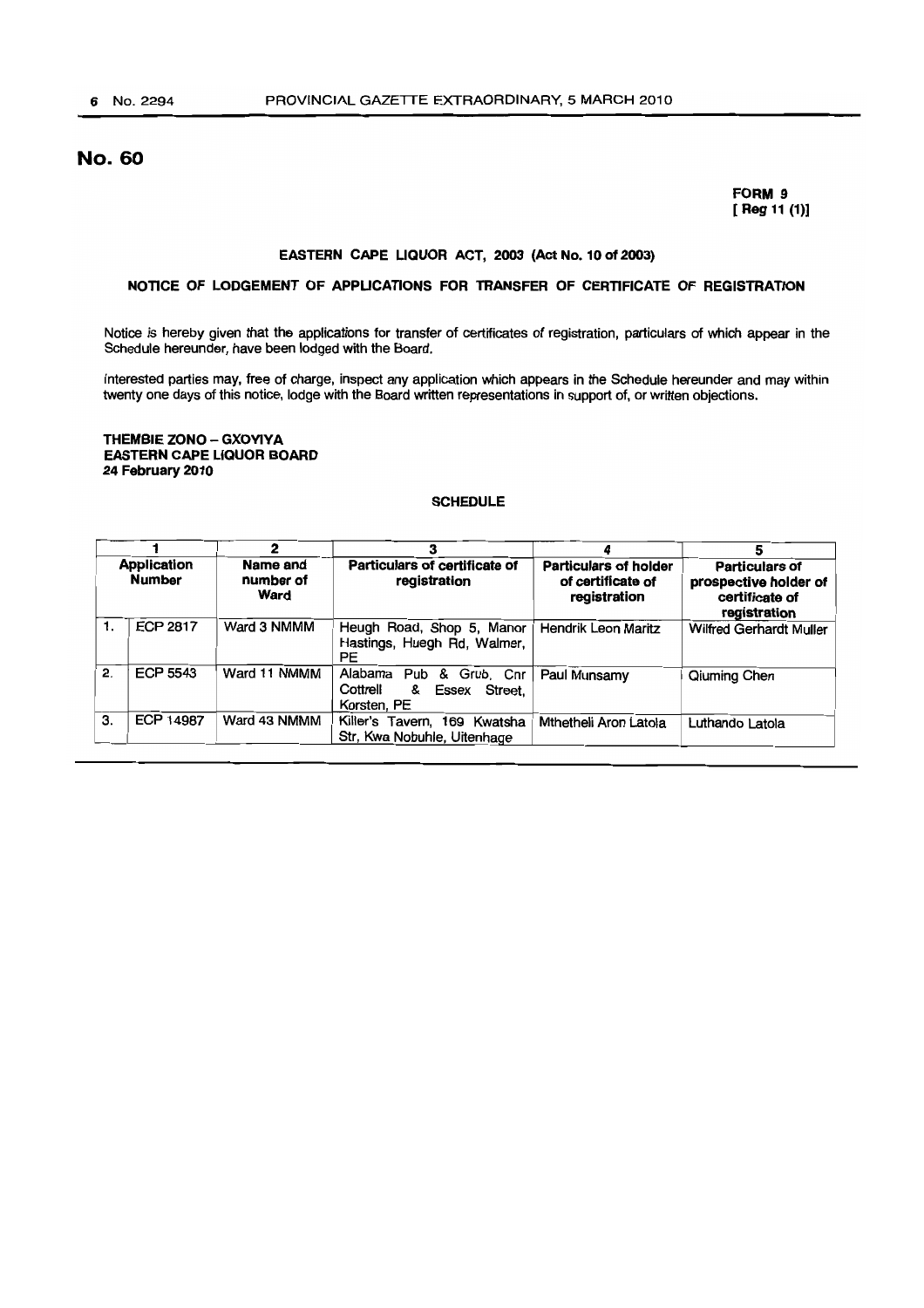## No. 60

**FORM 9**
**[ Reg 11 (1)]**

**EASTERN CAPE LIQUOR ACT, 2003 (Act No. 10 of 2003)**

**NOTICE OF LODGEMENT OF APPLICATIONS FOR TRANSFER OF CERTIFICATE OF REGISTRATION**

Notice is hereby given that the applications for transfer of certificates of registration, particulars of which appear in the Schedule hereunder, have been lodged with the Board.

Interested parties may, free of charge, inspect any application which appears in the Schedule hereunder and may within twenty one days of this notice, lodge with the Board written representations in support of, or written objections.

**THEMBIE ZONO – GXOYIYA**
**EASTERN CAPE LIQUOR BOARD**
**24 February 2010**

**SCHEDULE**

| 1 | | 2 | 3 | 4 | 5 |
|---|---|---|---|---|---|
| **Application Number** | | **Name and number of Ward** | **Particulars of certificate of registration** | **Particulars of holder of certificate of registration** | **Particulars of prospective holder of certificate of registration** |
| 1. | ECP 2817 | Ward 3 NMMM | Heugh Road, Shop 5, Manor Hastings, Huegh Rd, Walmer, PE | Hendrik Leon Maritz | Wilfred Gerhardt Muller |
| 2. | ECP 5543 | Ward 11 NMMM | Alabama Pub & Grub, Cnr Cottrell & Essex Street, Korsten, PE | Paul Munsamy | Qiuming Chen |
| 3. | ECP 14987 | Ward 43 NMMM | Killer's Tavern, 169 Kwatsha Str, Kwa Nobuhle, Uitenhage | Mthetheli Aron Latola | Luthando Latola |